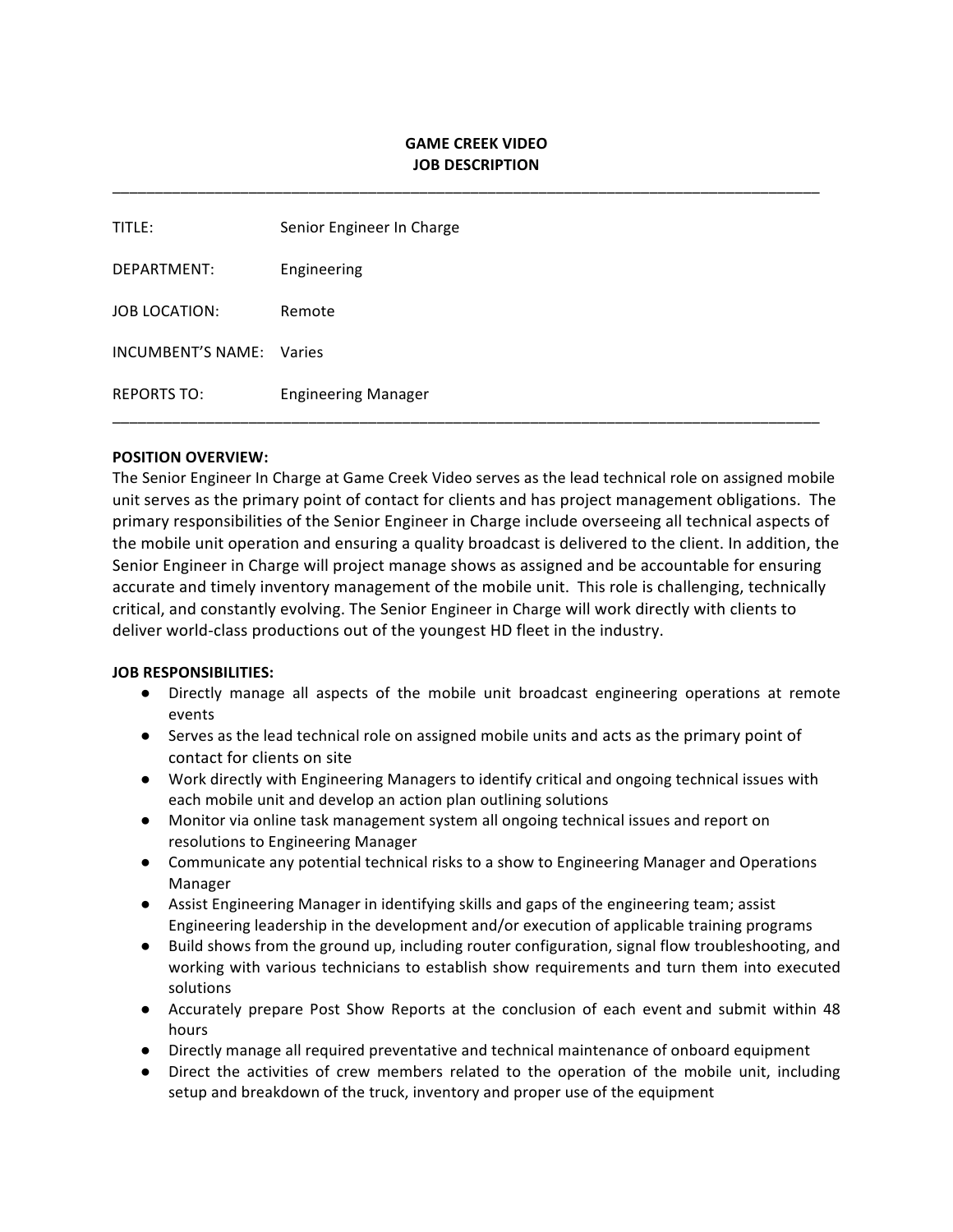**GAME CREEK VIDEO**
**JOB DESCRIPTION**

---

| | |
|---|---|
| TITLE: | Senior Engineer In Charge |
| DEPARTMENT: | Engineering |
| JOB LOCATION: | Remote |
| INCUMBENT'S NAME: | Varies |
| REPORTS TO: | Engineering Manager |

---

**POSITION OVERVIEW:**

The Senior Engineer In Charge at Game Creek Video serves as the lead technical role on assigned mobile unit serves as the primary point of contact for clients and has project management obligations. The primary responsibilities of the Senior Engineer in Charge include overseeing all technical aspects of the mobile unit operation and ensuring a quality broadcast is delivered to the client. In addition, the Senior Engineer in Charge will project manage shows as assigned and be accountable for ensuring accurate and timely inventory management of the mobile unit. This role is challenging, technically critical, and constantly evolving. The Senior Engineer in Charge will work directly with clients to deliver world-class productions out of the youngest HD fleet in the industry.

**JOB RESPONSIBILITIES:**

- Directly manage all aspects of the mobile unit broadcast engineering operations at remote events
- Serves as the lead technical role on assigned mobile units and acts as the primary point of contact for clients on site
- Work directly with Engineering Managers to identify critical and ongoing technical issues with each mobile unit and develop an action plan outlining solutions
- Monitor via online task management system all ongoing technical issues and report on resolutions to Engineering Manager
- Communicate any potential technical risks to a show to Engineering Manager and Operations Manager
- Assist Engineering Manager in identifying skills and gaps of the engineering team; assist Engineering leadership in the development and/or execution of applicable training programs
- Build shows from the ground up, including router configuration, signal flow troubleshooting, and working with various technicians to establish show requirements and turn them into executed solutions
- Accurately prepare Post Show Reports at the conclusion of each event and submit within 48 hours
- Directly manage all required preventative and technical maintenance of onboard equipment
- Direct the activities of crew members related to the operation of the mobile unit, including setup and breakdown of the truck, inventory and proper use of the equipment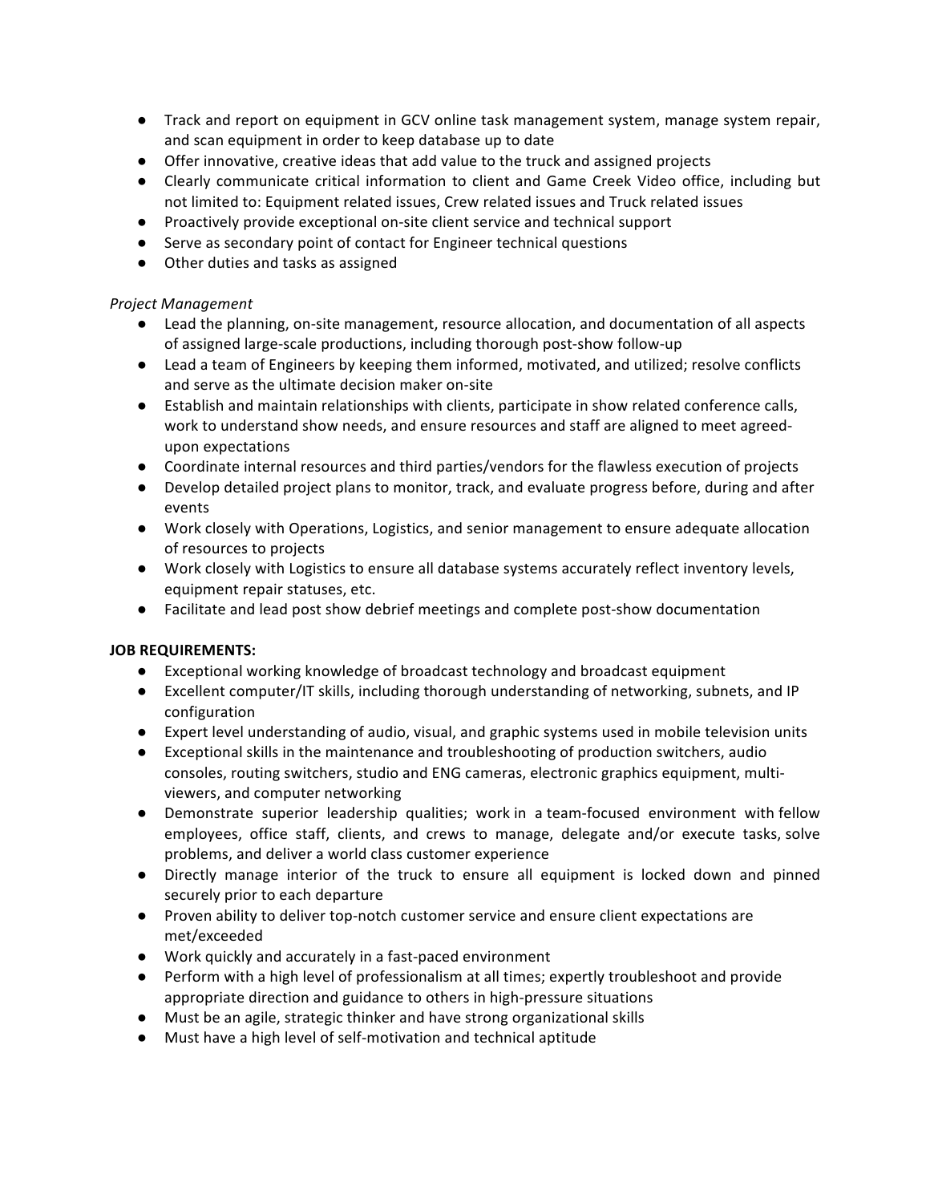- Track and report on equipment in GCV online task management system, manage system repair, and scan equipment in order to keep database up to date
- Offer innovative, creative ideas that add value to the truck and assigned projects
- Clearly communicate critical information to client and Game Creek Video office, including but not limited to: Equipment related issues, Crew related issues and Truck related issues
- Proactively provide exceptional on-site client service and technical support
- Serve as secondary point of contact for Engineer technical questions
- Other duties and tasks as assigned

*Project Management*

- Lead the planning, on-site management, resource allocation, and documentation of all aspects of assigned large-scale productions, including thorough post-show follow-up
- Lead a team of Engineers by keeping them informed, motivated, and utilized; resolve conflicts and serve as the ultimate decision maker on-site
- Establish and maintain relationships with clients, participate in show related conference calls, work to understand show needs, and ensure resources and staff are aligned to meet agreed-upon expectations
- Coordinate internal resources and third parties/vendors for the flawless execution of projects
- Develop detailed project plans to monitor, track, and evaluate progress before, during and after events
- Work closely with Operations, Logistics, and senior management to ensure adequate allocation of resources to projects
- Work closely with Logistics to ensure all database systems accurately reflect inventory levels, equipment repair statuses, etc.
- Facilitate and lead post show debrief meetings and complete post-show documentation

**JOB REQUIREMENTS:**

- Exceptional working knowledge of broadcast technology and broadcast equipment
- Excellent computer/IT skills, including thorough understanding of networking, subnets, and IP configuration
- Expert level understanding of audio, visual, and graphic systems used in mobile television units
- Exceptional skills in the maintenance and troubleshooting of production switchers, audio consoles, routing switchers, studio and ENG cameras, electronic graphics equipment, multi-viewers, and computer networking
- Demonstrate superior leadership qualities; work in a team-focused environment with fellow employees, office staff, clients, and crews to manage, delegate and/or execute tasks, solve problems, and deliver a world class customer experience
- Directly manage interior of the truck to ensure all equipment is locked down and pinned securely prior to each departure
- Proven ability to deliver top-notch customer service and ensure client expectations are met/exceeded
- Work quickly and accurately in a fast-paced environment
- Perform with a high level of professionalism at all times; expertly troubleshoot and provide appropriate direction and guidance to others in high-pressure situations
- Must be an agile, strategic thinker and have strong organizational skills
- Must have a high level of self-motivation and technical aptitude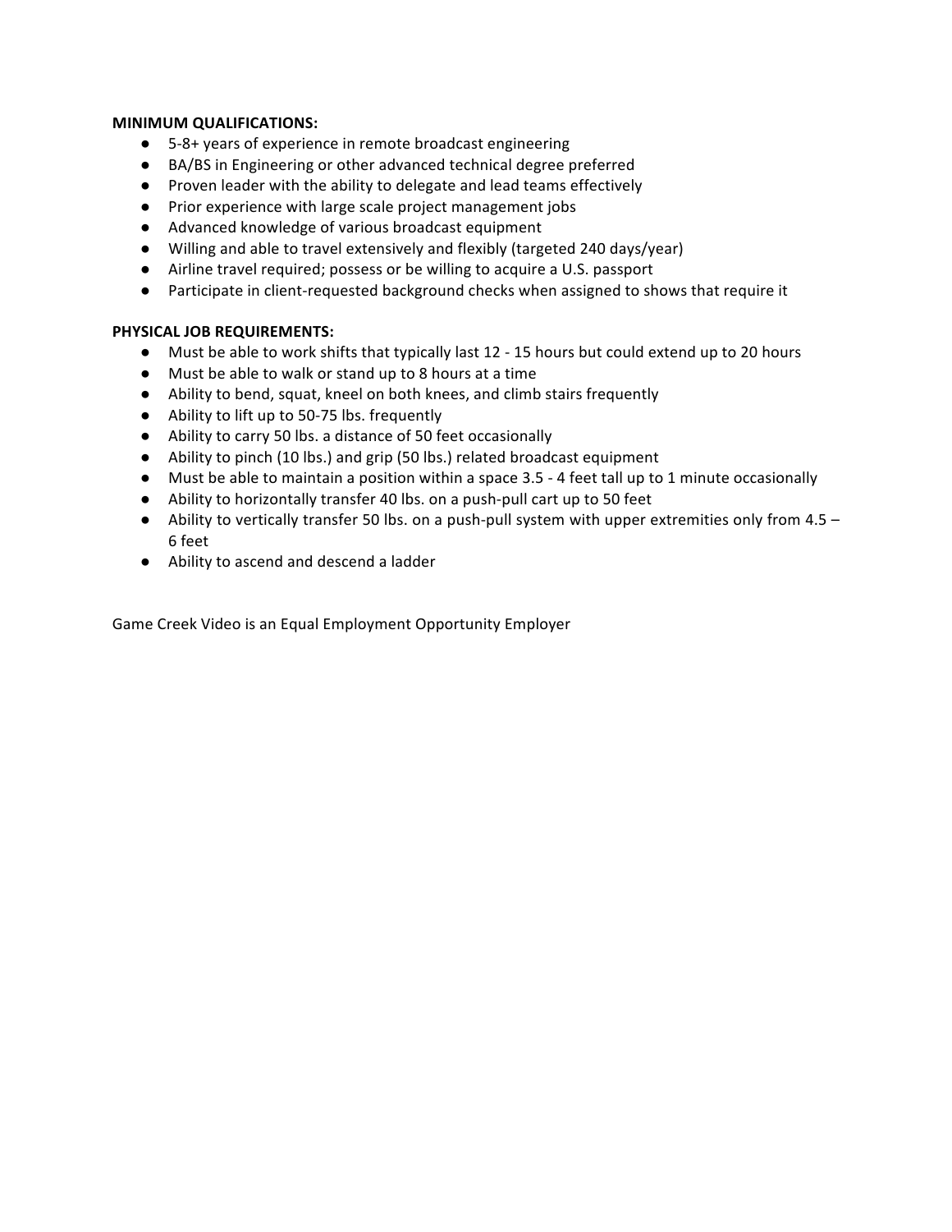**MINIMUM QUALIFICATIONS:**

- 5-8+ years of experience in remote broadcast engineering
- BA/BS in Engineering or other advanced technical degree preferred
- Proven leader with the ability to delegate and lead teams effectively
- Prior experience with large scale project management jobs
- Advanced knowledge of various broadcast equipment
- Willing and able to travel extensively and flexibly (targeted 240 days/year)
- Airline travel required; possess or be willing to acquire a U.S. passport
- Participate in client-requested background checks when assigned to shows that require it

**PHYSICAL JOB REQUIREMENTS:**

- Must be able to work shifts that typically last 12 - 15 hours but could extend up to 20 hours
- Must be able to walk or stand up to 8 hours at a time
- Ability to bend, squat, kneel on both knees, and climb stairs frequently
- Ability to lift up to 50-75 lbs. frequently
- Ability to carry 50 lbs. a distance of 50 feet occasionally
- Ability to pinch (10 lbs.) and grip (50 lbs.) related broadcast equipment
- Must be able to maintain a position within a space 3.5 - 4 feet tall up to 1 minute occasionally
- Ability to horizontally transfer 40 lbs. on a push-pull cart up to 50 feet
- Ability to vertically transfer 50 lbs. on a push-pull system with upper extremities only from 4.5 – 6 feet
- Ability to ascend and descend a ladder

Game Creek Video is an Equal Employment Opportunity Employer